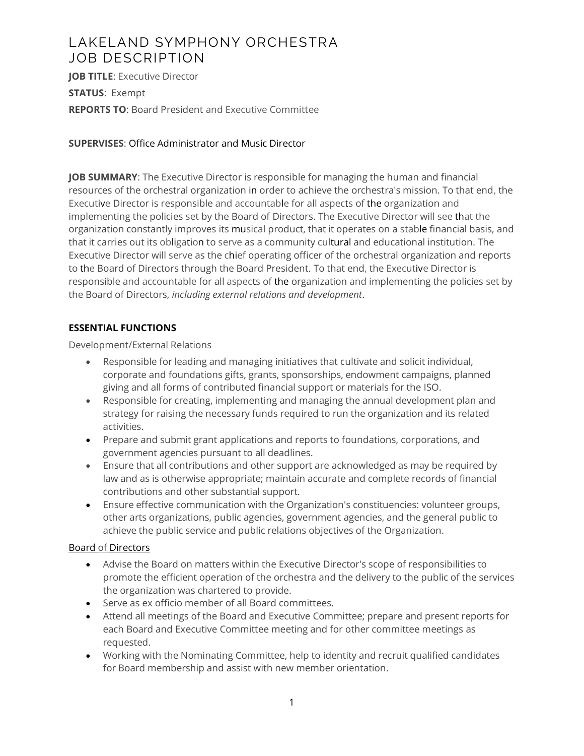# LAKELAND SYMPHONY ORCHESTRA
# JOB DESCRIPTION

**JOB TITLE**: Executive Director

**STATUS**: Exempt

**REPORTS TO**: Board President and Executive Committee

**SUPERVISES**: Office Administrator and Music Director

**JOB SUMMARY**: The Executive Director is responsible for managing the human and financial resources of the orchestral organization in order to achieve the orchestra's mission. To that end, the Executive Director is responsible and accountable for all aspects of the organization and implementing the policies set by the Board of Directors. The Executive Director will see that the organization constantly improves its musical product, that it operates on a stable financial basis, and that it carries out its obligation to serve as a community cultural and educational institution. The Executive Director will serve as the chief operating officer of the orchestral organization and reports to the Board of Directors through the Board President. To that end, the Executive Director is responsible and accountable for all aspects of the organization and implementing the policies set by the Board of Directors, *including external relations and development*.

## ESSENTIAL FUNCTIONS

Development/External Relations

- Responsible for leading and managing initiatives that cultivate and solicit individual, corporate and foundations gifts, grants, sponsorships, endowment campaigns, planned giving and all forms of contributed financial support or materials for the ISO.
- Responsible for creating, implementing and managing the annual development plan and strategy for raising the necessary funds required to run the organization and its related activities.
- Prepare and submit grant applications and reports to foundations, corporations, and government agencies pursuant to all deadlines.
- Ensure that all contributions and other support are acknowledged as may be required by law and as is otherwise appropriate; maintain accurate and complete records of financial contributions and other substantial support.
- Ensure effective communication with the Organization's constituencies: volunteer groups, other arts organizations, public agencies, government agencies, and the general public to achieve the public service and public relations objectives of the Organization.

Board of Directors

- Advise the Board on matters within the Executive Director's scope of responsibilities to promote the efficient operation of the orchestra and the delivery to the public of the services the organization was chartered to provide.
- Serve as ex officio member of all Board committees.
- Attend all meetings of the Board and Executive Committee; prepare and present reports for each Board and Executive Committee meeting and for other committee meetings as requested.
- Working with the Nominating Committee, help to identity and recruit qualified candidates for Board membership and assist with new member orientation.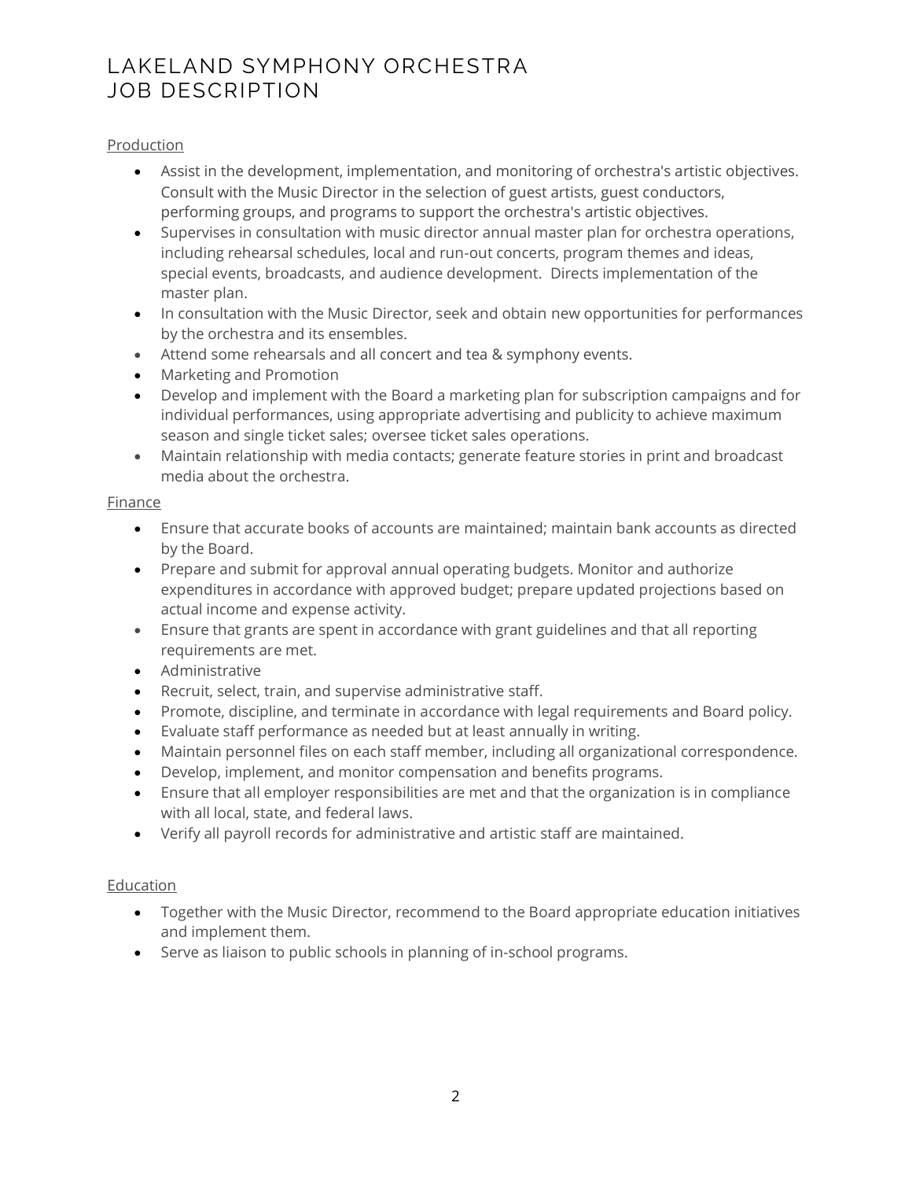# LAKELAND SYMPHONY ORCHESTRA
# JOB DESCRIPTION

Production

- Assist in the development, implementation, and monitoring of orchestra's artistic objectives. Consult with the Music Director in the selection of guest artists, guest conductors, performing groups, and programs to support the orchestra's artistic objectives.
- Supervises in consultation with music director annual master plan for orchestra operations, including rehearsal schedules, local and run-out concerts, program themes and ideas, special events, broadcasts, and audience development. Directs implementation of the master plan.
- In consultation with the Music Director, seek and obtain new opportunities for performances by the orchestra and its ensembles.
- Attend some rehearsals and all concert and tea & symphony events.
- Marketing and Promotion
- Develop and implement with the Board a marketing plan for subscription campaigns and for individual performances, using appropriate advertising and publicity to achieve maximum season and single ticket sales; oversee ticket sales operations.
- Maintain relationship with media contacts; generate feature stories in print and broadcast media about the orchestra.

Finance

- Ensure that accurate books of accounts are maintained; maintain bank accounts as directed by the Board.
- Prepare and submit for approval annual operating budgets. Monitor and authorize expenditures in accordance with approved budget; prepare updated projections based on actual income and expense activity.
- Ensure that grants are spent in accordance with grant guidelines and that all reporting requirements are met.
- Administrative
- Recruit, select, train, and supervise administrative staff.
- Promote, discipline, and terminate in accordance with legal requirements and Board policy.
- Evaluate staff performance as needed but at least annually in writing.
- Maintain personnel files on each staff member, including all organizational correspondence.
- Develop, implement, and monitor compensation and benefits programs.
- Ensure that all employer responsibilities are met and that the organization is in compliance with all local, state, and federal laws.
- Verify all payroll records for administrative and artistic staff are maintained.

Education

- Together with the Music Director, recommend to the Board appropriate education initiatives and implement them.
- Serve as liaison to public schools in planning of in-school programs.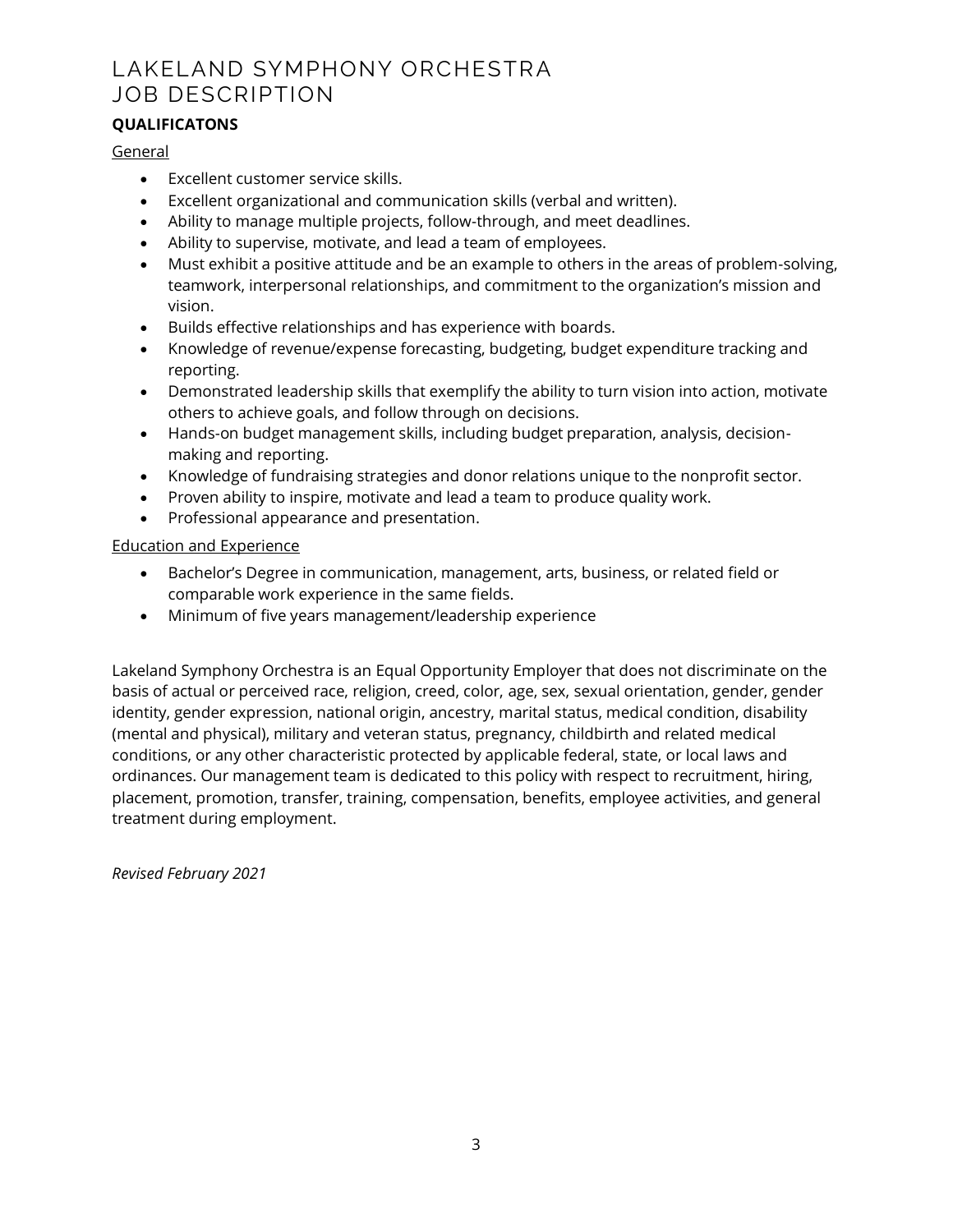**QUALIFICATONS**

General

- Excellent customer service skills.
- Excellent organizational and communication skills (verbal and written).
- Ability to manage multiple projects, follow-through, and meet deadlines.
- Ability to supervise, motivate, and lead a team of employees.
- Must exhibit a positive attitude and be an example to others in the areas of problem-solving, teamwork, interpersonal relationships, and commitment to the organization's mission and vision.
- Builds effective relationships and has experience with boards.
- Knowledge of revenue/expense forecasting, budgeting, budget expenditure tracking and reporting.
- Demonstrated leadership skills that exemplify the ability to turn vision into action, motivate others to achieve goals, and follow through on decisions.
- Hands-on budget management skills, including budget preparation, analysis, decision-making and reporting.
- Knowledge of fundraising strategies and donor relations unique to the nonprofit sector.
- Proven ability to inspire, motivate and lead a team to produce quality work.
- Professional appearance and presentation.

Education and Experience

- Bachelor's Degree in communication, management, arts, business, or related field or comparable work experience in the same fields.
- Minimum of five years management/leadership experience

Lakeland Symphony Orchestra is an Equal Opportunity Employer that does not discriminate on the basis of actual or perceived race, religion, creed, color, age, sex, sexual orientation, gender, gender identity, gender expression, national origin, ancestry, marital status, medical condition, disability (mental and physical), military and veteran status, pregnancy, childbirth and related medical conditions, or any other characteristic protected by applicable federal, state, or local laws and ordinances. Our management team is dedicated to this policy with respect to recruitment, hiring, placement, promotion, transfer, training, compensation, benefits, employee activities, and general treatment during employment.

*Revised February 2021*